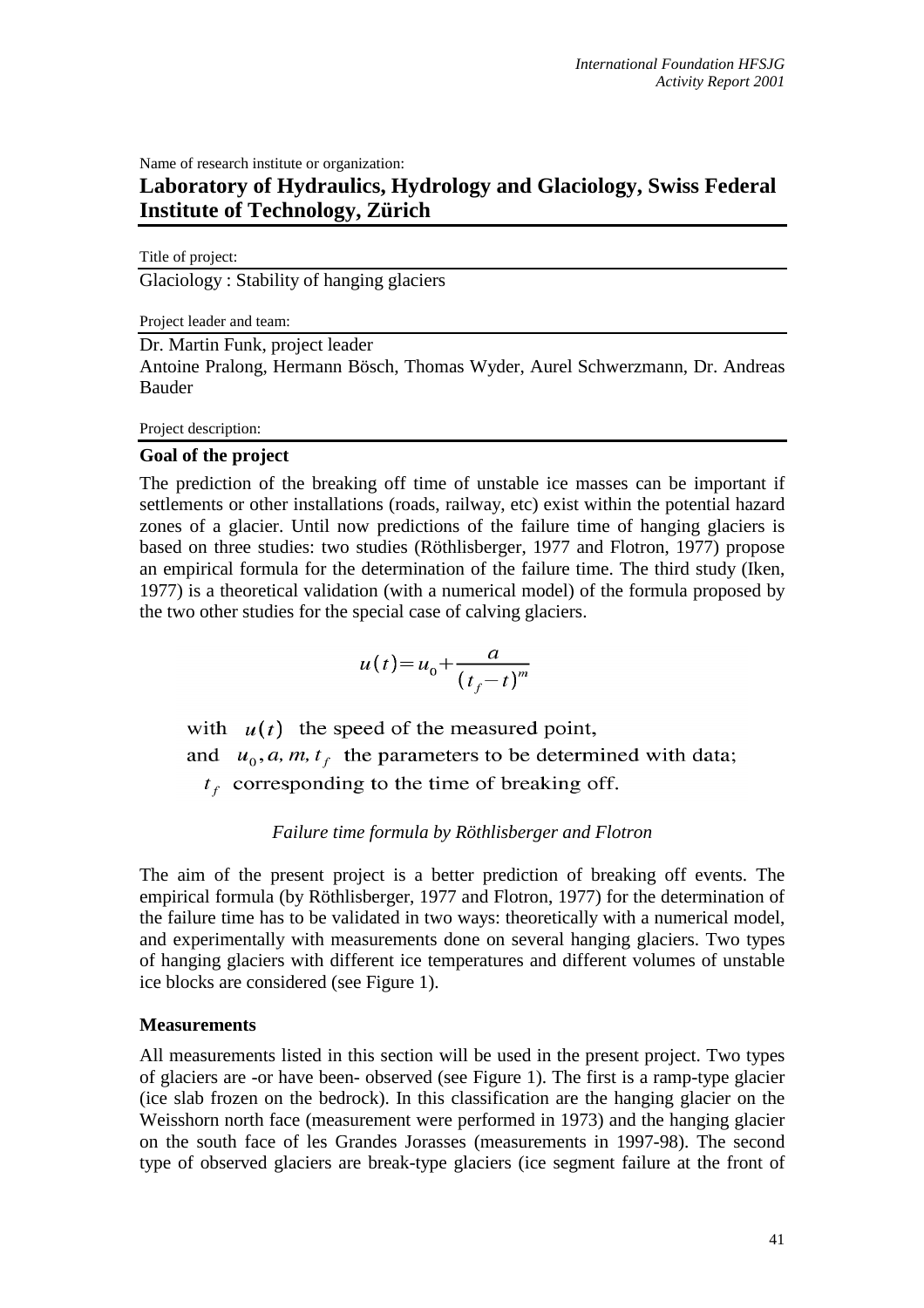Name of research institute or organization:

# Laboratory of Hydraulics, Hydrology and Glaciology, Swiss Federal Institute of Technology, Zürich

Title of project:

Glaciology : Stability of hanging glaciers

Project leader and team:

Dr. Martin Funk, project leader
Antoine Pralong, Hermann Bösch, Thomas Wyder, Aurel Schwerzmann, Dr. Andreas Bauder

Project description:

## Goal of the project

The prediction of the breaking off time of unstable ice masses can be important if settlements or other installations (roads, railway, etc) exist within the potential hazard zones of a glacier. Until now predictions of the failure time of hanging glaciers is based on three studies: two studies (Röthlisberger, 1977 and Flotron, 1977) propose an empirical formula for the determination of the failure time. The third study (Iken, 1977) is a theoretical validation (with a numerical model) of the formula proposed by the two other studies for the special case of calving glaciers.

$$u(t) = u_0 + \frac{a}{(t_f - t)^m}$$

with $u(t)$ the speed of the measured point,
and $u_0, a, m, t_f$ the parameters to be determined with data;
$t_f$ corresponding to the time of breaking off.

*Failure time formula by Röthlisberger and Flotron*

The aim of the present project is a better prediction of breaking off events. The empirical formula (by Röthlisberger, 1977 and Flotron, 1977) for the determination of the failure time has to be validated in two ways: theoretically with a numerical model, and experimentally with measurements done on several hanging glaciers. Two types of hanging glaciers with different ice temperatures and different volumes of unstable ice blocks are considered (see Figure 1).

## Measurements

All measurements listed in this section will be used in the present project. Two types of glaciers are -or have been- observed (see Figure 1). The first is a ramp-type glacier (ice slab frozen on the bedrock). In this classification are the hanging glacier on the Weisshorn north face (measurement were performed in 1973) and the hanging glacier on the south face of les Grandes Jorasses (measurements in 1997-98). The second type of observed glaciers are break-type glaciers (ice segment failure at the front of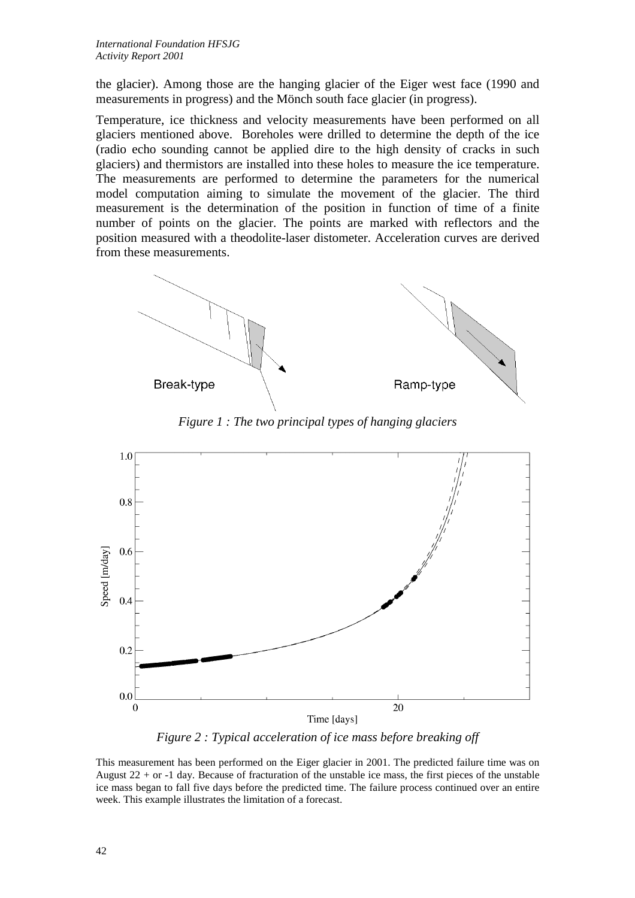the glacier). Among those are the hanging glacier of the Eiger west face (1990 and measurements in progress) and the Mönch south face glacier (in progress).

Temperature, ice thickness and velocity measurements have been performed on all glaciers mentioned above. Boreholes were drilled to determine the depth of the ice (radio echo sounding cannot be applied dire to the high density of cracks in such glaciers) and thermistors are installed into these holes to measure the ice temperature. The measurements are performed to determine the parameters for the numerical model computation aiming to simulate the movement of the glacier. The third measurement is the determination of the position in function of time of a finite number of points on the glacier. The points are marked with reflectors and the position measured with a theodolite-laser distometer. Acceleration curves are derived from these measurements.

*Figure 1 : The two principal types of hanging glaciers*

*Figure 2 : Typical acceleration of ice mass before breaking off*

This measurement has been performed on the Eiger glacier in 2001. The predicted failure time was on August 22 + or -1 day. Because of fracturation of the unstable ice mass, the first pieces of the unstable ice mass began to fall five days before the predicted time. The failure process continued over an entire week. This example illustrates the limitation of a forecast.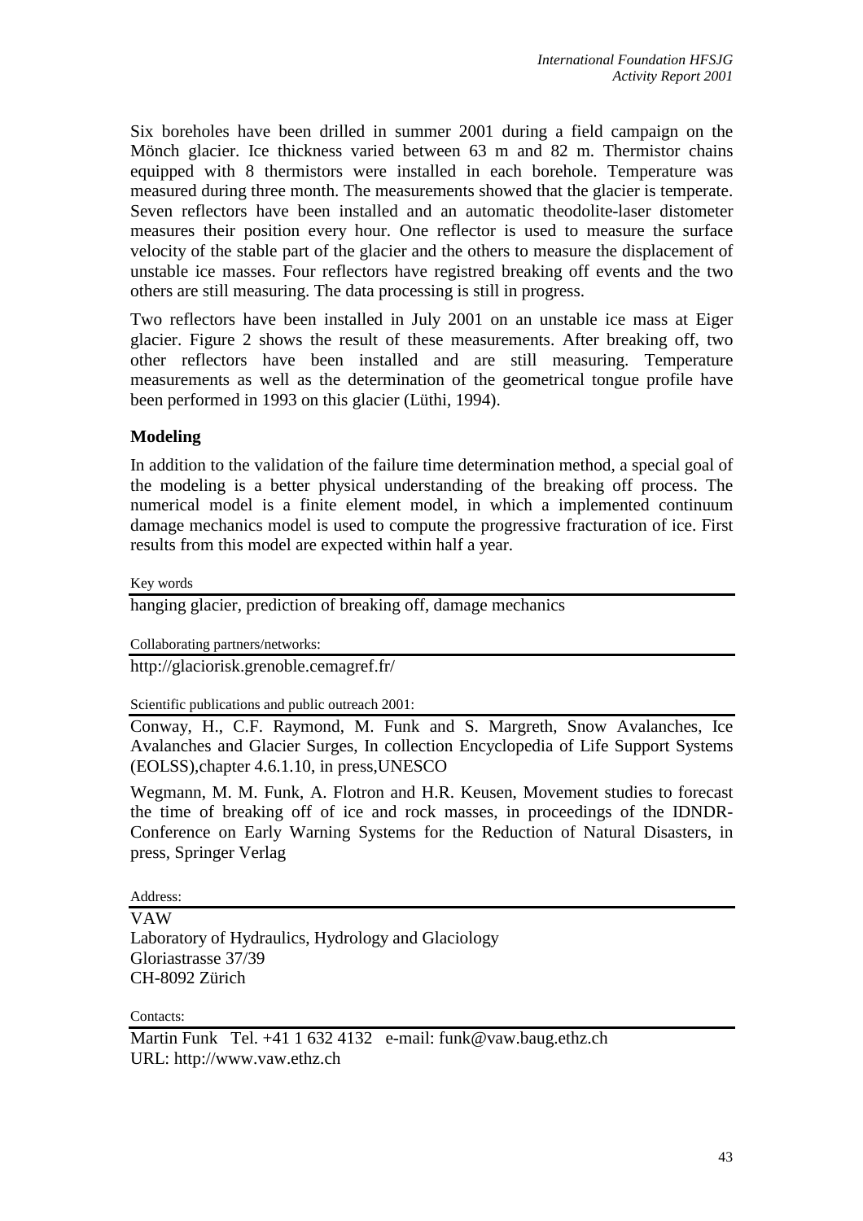Six boreholes have been drilled in summer 2001 during a field campaign on the Mönch glacier. Ice thickness varied between 63 m and 82 m. Thermistor chains equipped with 8 thermistors were installed in each borehole. Temperature was measured during three month. The measurements showed that the glacier is temperate. Seven reflectors have been installed and an automatic theodolite-laser distometer measures their position every hour. One reflector is used to measure the surface velocity of the stable part of the glacier and the others to measure the displacement of unstable ice masses. Four reflectors have registred breaking off events and the two others are still measuring. The data processing is still in progress.

Two reflectors have been installed in July 2001 on an unstable ice mass at Eiger glacier. Figure 2 shows the result of these measurements. After breaking off, two other reflectors have been installed and are still measuring. Temperature measurements as well as the determination of the geometrical tongue profile have been performed in 1993 on this glacier (Lüthi, 1994).

## Modeling

In addition to the validation of the failure time determination method, a special goal of the modeling is a better physical understanding of the breaking off process. The numerical model is a finite element model, in which a implemented continuum damage mechanics model is used to compute the progressive fracturation of ice. First results from this model are expected within half a year.

Key words

hanging glacier, prediction of breaking off, damage mechanics

Collaborating partners/networks:

http://glaciorisk.grenoble.cemagref.fr/

Scientific publications and public outreach 2001:

Conway, H., C.F. Raymond, M. Funk and S. Margreth, Snow Avalanches, Ice Avalanches and Glacier Surges, In collection Encyclopedia of Life Support Systems (EOLSS),chapter 4.6.1.10, in press,UNESCO

Wegmann, M. M. Funk, A. Flotron and H.R. Keusen, Movement studies to forecast the time of breaking off of ice and rock masses, in proceedings of the IDNDR-Conference on Early Warning Systems for the Reduction of Natural Disasters, in press, Springer Verlag

Address:

VAW
Laboratory of Hydraulics, Hydrology and Glaciology
Gloriastrasse 37/39
CH-8092 Zürich

Contacts:

Martin Funk Tel. +41 1 632 4132 e-mail: funk@vaw.baug.ethz.ch
URL: http://www.vaw.ethz.ch